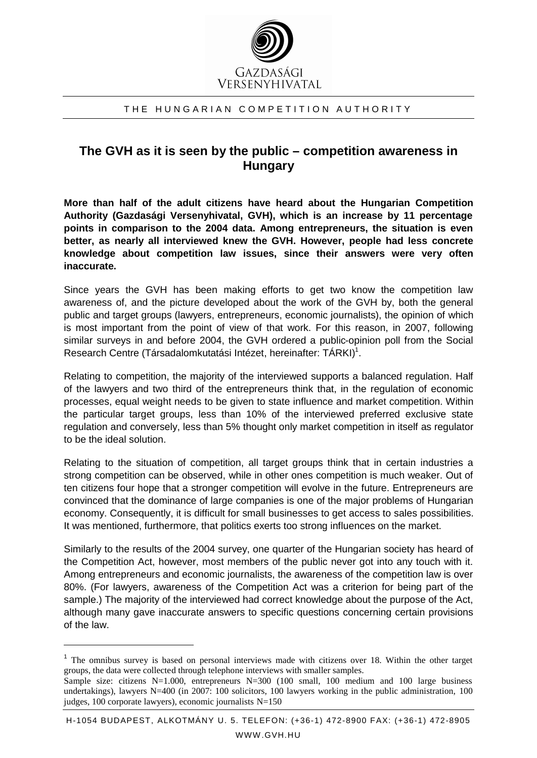GAZDASÁGI VERSENYHIVATAL

THE HUNGARIAN COMPETITION AUTHORITY

# The GVH as it is seen by the public – competition awareness in Hungary

**More than half of the adult citizens have heard about the Hungarian Competition Authority (Gazdasági Versenyhivatal, GVH), which is an increase by 11 percentage points in comparison to the 2004 data. Among entrepreneurs, the situation is even better, as nearly all interviewed knew the GVH. However, people had less concrete knowledge about competition law issues, since their answers were very often inaccurate.**

Since years the GVH has been making efforts to get two know the competition law awareness of, and the picture developed about the work of the GVH by, both the general public and target groups (lawyers, entrepreneurs, economic journalists), the opinion of which is most important from the point of view of that work. For this reason, in 2007, following similar surveys in and before 2004, the GVH ordered a public-opinion poll from the Social Research Centre (Társadalomkutatási Intézet, hereinafter: TÁRKI)[1].

Relating to competition, the majority of the interviewed supports a balanced regulation. Half of the lawyers and two third of the entrepreneurs think that, in the regulation of economic processes, equal weight needs to be given to state influence and market competition. Within the particular target groups, less than 10% of the interviewed preferred exclusive state regulation and conversely, less than 5% thought only market competition in itself as regulator to be the ideal solution.

Relating to the situation of competition, all target groups think that in certain industries a strong competition can be observed, while in other ones competition is much weaker. Out of ten citizens four hope that a stronger competition will evolve in the future. Entrepreneurs are convinced that the dominance of large companies is one of the major problems of Hungarian economy. Consequently, it is difficult for small businesses to get access to sales possibilities. It was mentioned, furthermore, that politics exerts too strong influences on the market.

Similarly to the results of the 2004 survey, one quarter of the Hungarian society has heard of the Competition Act, however, most members of the public never got into any touch with it. Among entrepreneurs and economic journalists, the awareness of the competition law is over 80%. (For lawyers, awareness of the Competition Act was a criterion for being part of the sample.) The majority of the interviewed had correct knowledge about the purpose of the Act, although many gave inaccurate answers to specific questions concerning certain provisions of the law.

[1] The omnibus survey is based on personal interviews made with citizens over 18. Within the other target groups, the data were collected through telephone interviews with smaller samples.
Sample size: citizens N=1.000, entrepreneurs N=300 (100 small, 100 medium and 100 large business undertakings), lawyers N=400 (in 2007: 100 solicitors, 100 lawyers working in the public administration, 100 judges, 100 corporate lawyers), economic journalists N=150

H-1054 BUDAPEST, ALKOTMÁNY U. 5. TELEFON: (+36-1) 472-8900 FAX: (+36-1) 472-8905
WWW.GVH.HU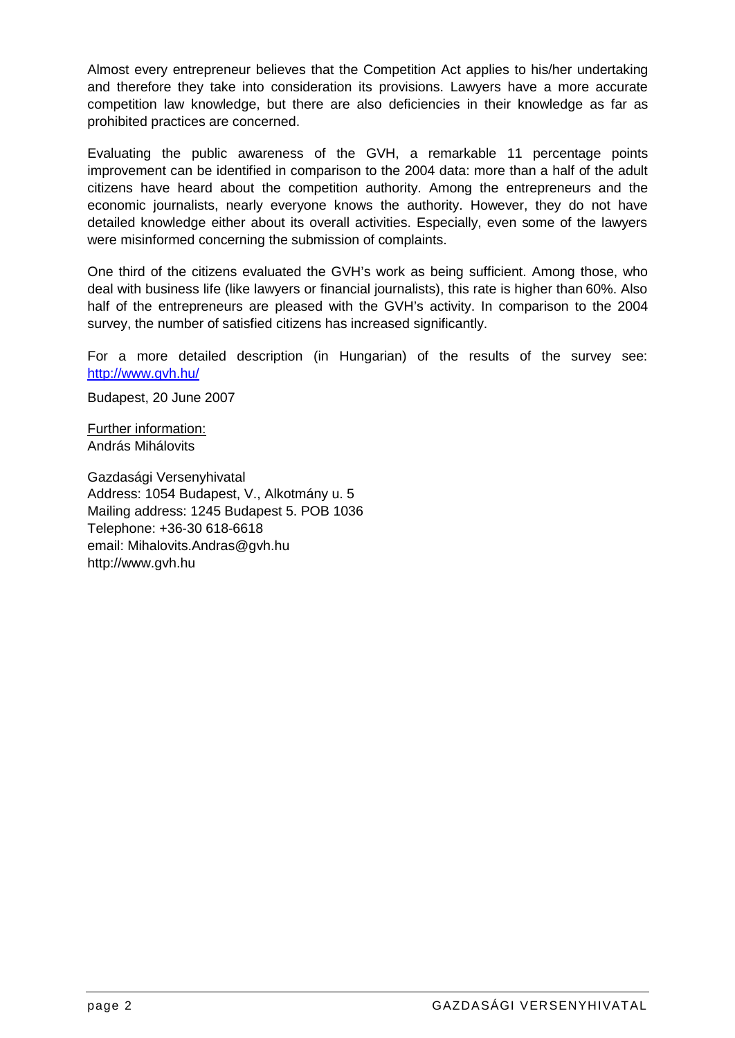Almost every entrepreneur believes that the Competition Act applies to his/her undertaking and therefore they take into consideration its provisions. Lawyers have a more accurate competition law knowledge, but there are also deficiencies in their knowledge as far as prohibited practices are concerned.

Evaluating the public awareness of the GVH, a remarkable 11 percentage points improvement can be identified in comparison to the 2004 data: more than a half of the adult citizens have heard about the competition authority. Among the entrepreneurs and the economic journalists, nearly everyone knows the authority. However, they do not have detailed knowledge either about its overall activities. Especially, even some of the lawyers were misinformed concerning the submission of complaints.

One third of the citizens evaluated the GVH's work as being sufficient. Among those, who deal with business life (like lawyers or financial journalists), this rate is higher than 60%. Also half of the entrepreneurs are pleased with the GVH's activity. In comparison to the 2004 survey, the number of satisfied citizens has increased significantly.

For a more detailed description (in Hungarian) of the results of the survey see: http://www.gvh.hu/

Budapest, 20 June 2007

Further information:
András Mihálovits

Gazdasági Versenyhivatal
Address: 1054 Budapest, V., Alkotmány u. 5
Mailing address: 1245 Budapest 5. POB 1036
Telephone: +36-30 618-6618
email: Mihalovits.Andras@gvh.hu
http://www.gvh.hu